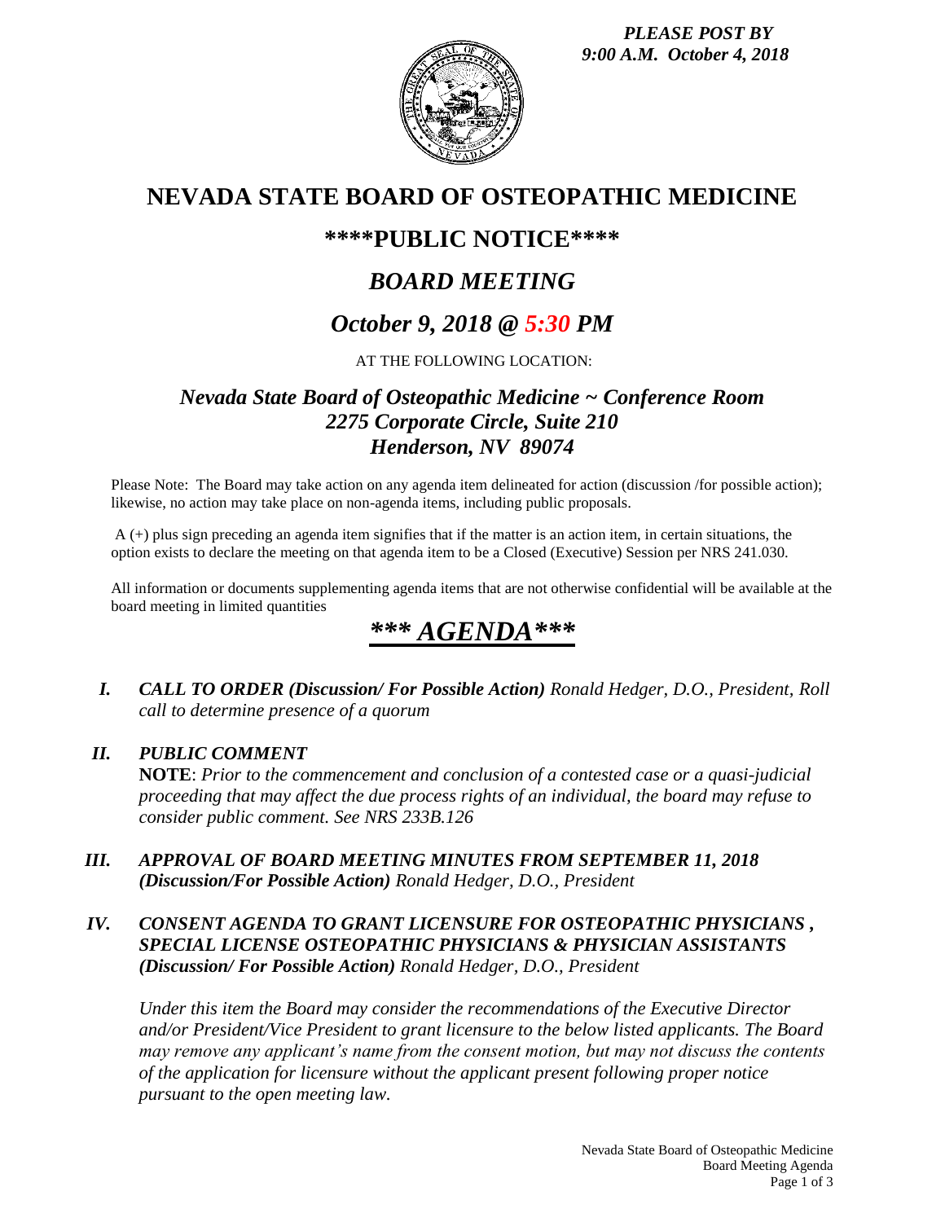*PLEASE POST BY*
*9:00 A.M. October 4, 2018*

# NEVADA STATE BOARD OF OSTEOPATHIC MEDICINE

## \*\*\*\*PUBLIC NOTICE\*\*\*\*

## *BOARD MEETING*

## *October 9, 2018 @ 5:30 PM*

AT THE FOLLOWING LOCATION:

### *Nevada State Board of Osteopathic Medicine ~ Conference Room*
### *2275 Corporate Circle, Suite 210*
### *Henderson, NV 89074*

Please Note: The Board may take action on any agenda item delineated for action (discussion /for possible action); likewise, no action may take place on non-agenda items, including public proposals.

A (+) plus sign preceding an agenda item signifies that if the matter is an action item, in certain situations, the option exists to declare the meeting on that agenda item to be a Closed (Executive) Session per NRS 241.030.

All information or documents supplementing agenda items that are not otherwise confidential will be available at the board meeting in limited quantities

# *\*\*\* AGENDA\*\*\**

**I.** ***CALL TO ORDER (Discussion/ For Possible Action)*** *Ronald Hedger, D.O., President, Roll call to determine presence of a quorum*

**II.** ***PUBLIC COMMENT***
**NOTE**: *Prior to the commencement and conclusion of a contested case or a quasi-judicial proceeding that may affect the due process rights of an individual, the board may refuse to consider public comment. See NRS 233B.126*

**III.** ***APPROVAL OF BOARD MEETING MINUTES FROM SEPTEMBER 11, 2018 (Discussion/For Possible Action)*** *Ronald Hedger, D.O., President*

**IV.** ***CONSENT AGENDA TO GRANT LICENSURE FOR OSTEOPATHIC PHYSICIANS , SPECIAL LICENSE OSTEOPATHIC PHYSICIANS & PHYSICIAN ASSISTANTS (Discussion/ For Possible Action)*** *Ronald Hedger, D.O., President*

*Under this item the Board may consider the recommendations of the Executive Director and/or President/Vice President to grant licensure to the below listed applicants. The Board may remove any applicant's name from the consent motion, but may not discuss the contents of the application for licensure without the applicant present following proper notice pursuant to the open meeting law.*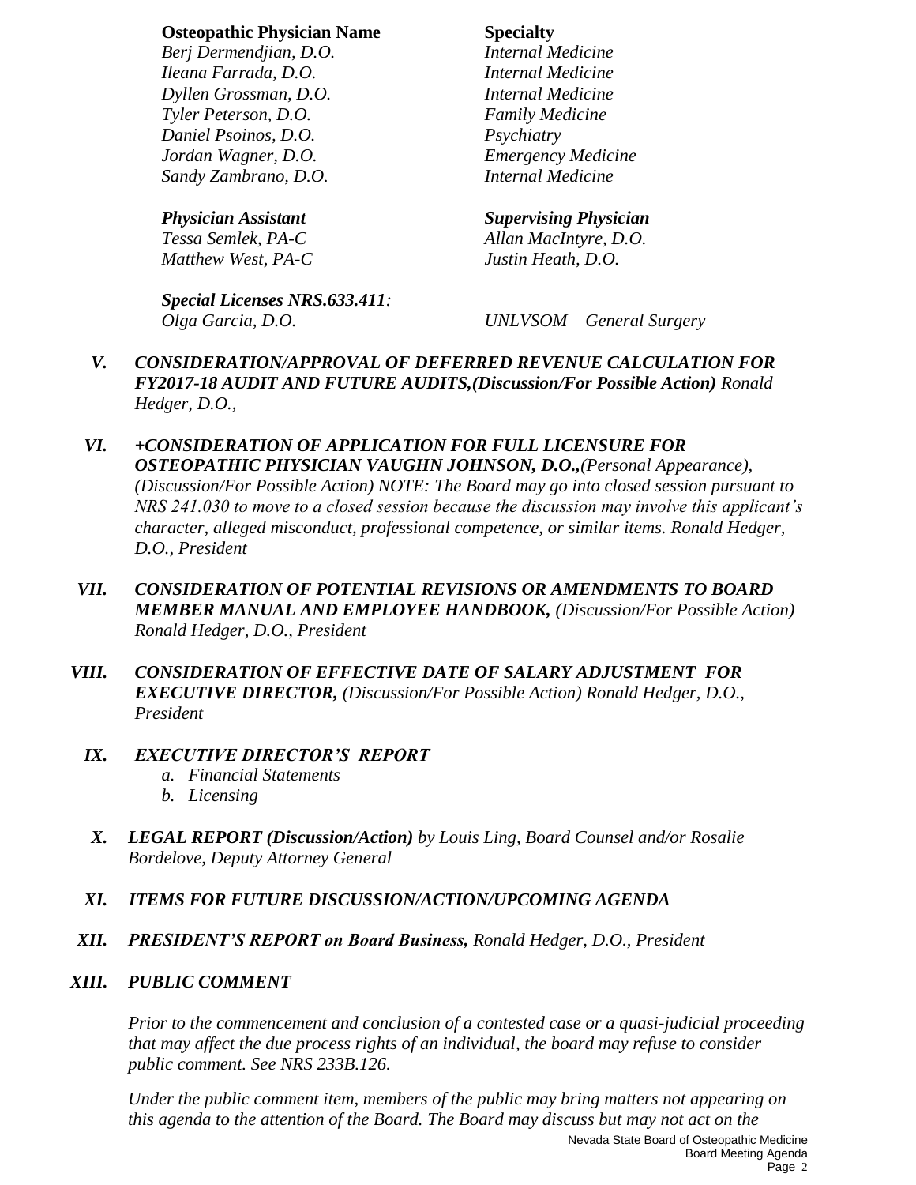| **Osteopathic Physician Name** | **Specialty** |
| --- | --- |
| *Berj Dermendjian, D.O.* | *Internal Medicine* |
| *Ileana Farrada, D.O.* | *Internal Medicine* |
| *Dyllen Grossman, D.O.* | *Internal Medicine* |
| *Tyler Peterson, D.O.* | *Family Medicine* |
| *Daniel Psoinos, D.O.* | *Psychiatry* |
| *Jordan Wagner, D.O.* | *Emergency Medicine* |
| *Sandy Zambrano, D.O.* | *Internal Medicine* |

| ***Physician Assistant*** | ***Supervising Physician*** |
| --- | --- |
| *Tessa Semlek, PA-C* | *Allan MacIntyre, D.O.* |
| *Matthew West, PA-C* | *Justin Heath, D.O.* |

***Special Licenses NRS.633.411:***

*Olga Garcia, D.O.* — *UNLVSOM – General Surgery*

**V.** ***CONSIDERATION/APPROVAL OF DEFERRED REVENUE CALCULATION FOR FY2017-18 AUDIT AND FUTURE AUDITS,(Discussion/For Possible Action)*** *Ronald Hedger, D.O.,*

**VI.** ***+CONSIDERATION OF APPLICATION FOR FULL LICENSURE FOR OSTEOPATHIC PHYSICIAN VAUGHN JOHNSON, D.O.,*** *(Personal Appearance), (Discussion/For Possible Action) NOTE: The Board may go into closed session pursuant to NRS 241.030 to move to a closed session because the discussion may involve this applicant's character, alleged misconduct, professional competence, or similar items. Ronald Hedger, D.O., President*

**VII.** ***CONSIDERATION OF POTENTIAL REVISIONS OR AMENDMENTS TO BOARD MEMBER MANUAL AND EMPLOYEE HANDBOOK,*** *(Discussion/For Possible Action) Ronald Hedger, D.O., President*

**VIII.** ***CONSIDERATION OF EFFECTIVE DATE OF SALARY ADJUSTMENT FOR EXECUTIVE DIRECTOR,*** *(Discussion/For Possible Action) Ronald Hedger, D.O., President*

**IX.** ***EXECUTIVE DIRECTOR'S REPORT***

*a. Financial Statements*

*b. Licensing*

**X.** ***LEGAL REPORT (Discussion/Action)*** *by Louis Ling, Board Counsel and/or Rosalie Bordelove, Deputy Attorney General*

**XI.** ***ITEMS FOR FUTURE DISCUSSION/ACTION/UPCOMING AGENDA***

**XII.** ***PRESIDENT'S REPORT on Board Business,*** *Ronald Hedger, D.O., President*

**XIII.** ***PUBLIC COMMENT***

*Prior to the commencement and conclusion of a contested case or a quasi-judicial proceeding that may affect the due process rights of an individual, the board may refuse to consider public comment. See NRS 233B.126.*

*Under the public comment item, members of the public may bring matters not appearing on this agenda to the attention of the Board. The Board may discuss but may not act on the*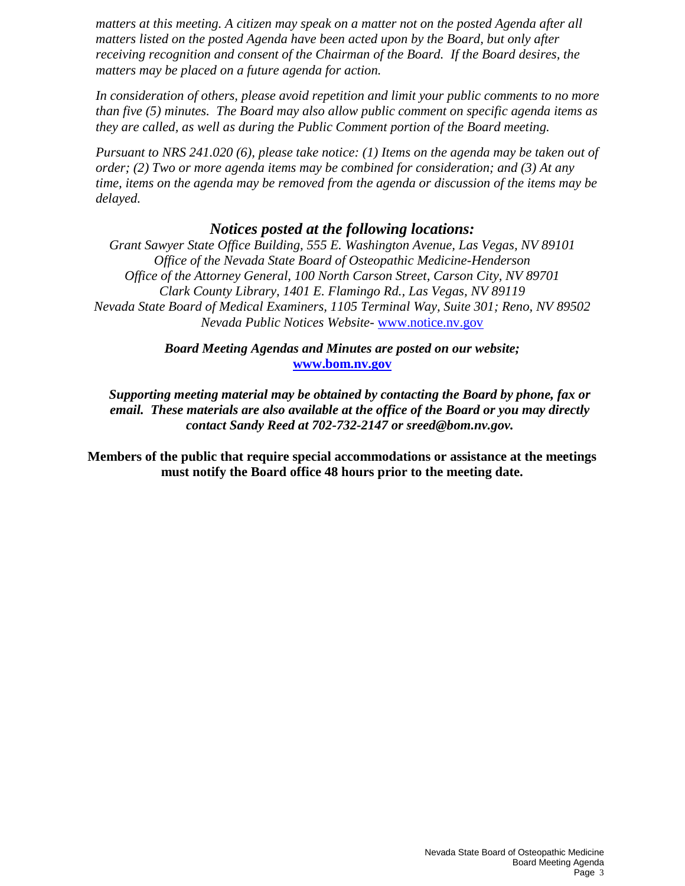*matters at this meeting. A citizen may speak on a matter not on the posted Agenda after all matters listed on the posted Agenda have been acted upon by the Board, but only after receiving recognition and consent of the Chairman of the Board. If the Board desires, the matters may be placed on a future agenda for action.*

*In consideration of others, please avoid repetition and limit your public comments to no more than five (5) minutes. The Board may also allow public comment on specific agenda items as they are called, as well as during the Public Comment portion of the Board meeting.*

*Pursuant to NRS 241.020 (6), please take notice: (1) Items on the agenda may be taken out of order; (2) Two or more agenda items may be combined for consideration; and (3) At any time, items on the agenda may be removed from the agenda or discussion of the items may be delayed.*

## *Notices posted at the following locations:*

*Grant Sawyer State Office Building, 555 E. Washington Avenue, Las Vegas, NV 89101*
*Office of the Nevada State Board of Osteopathic Medicine-Henderson*
*Office of the Attorney General, 100 North Carson Street, Carson City, NV 89701*
*Clark County Library, 1401 E. Flamingo Rd., Las Vegas, NV 89119*
*Nevada State Board of Medical Examiners, 1105 Terminal Way, Suite 301; Reno, NV 89502*
*Nevada Public Notices Website-* www.notice.nv.gov

***Board Meeting Agendas and Minutes are posted on our website;***
**www.bom.nv.gov**

***Supporting meeting material may be obtained by contacting the Board by phone, fax or email. These materials are also available at the office of the Board or you may directly contact Sandy Reed at 702-732-2147 or sreed@bom.nv.gov.***

**Members of the public that require special accommodations or assistance at the meetings must notify the Board office 48 hours prior to the meeting date.**